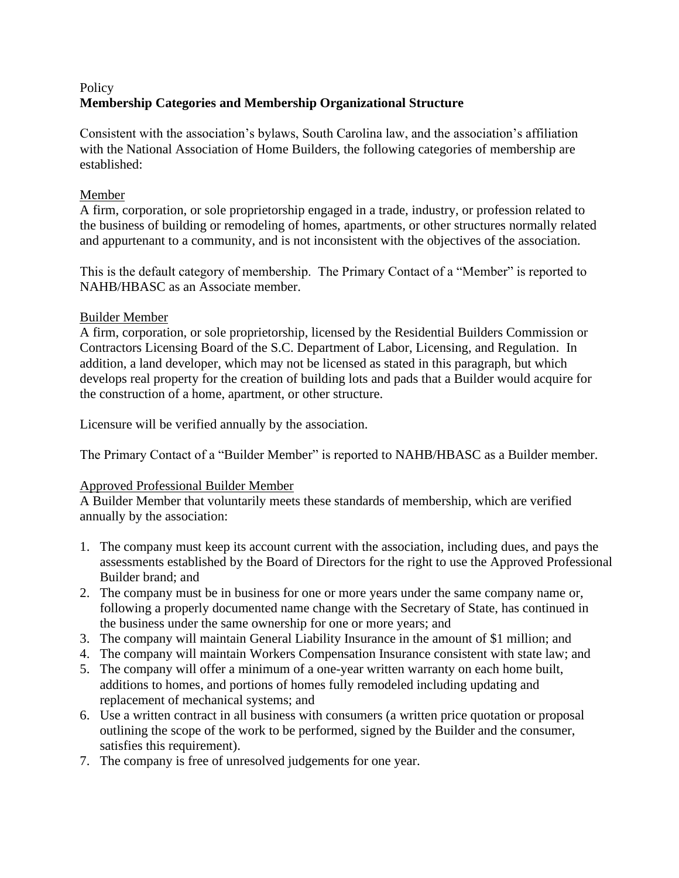Policy

**Membership Categories and Membership Organizational Structure**

Consistent with the association's bylaws, South Carolina law, and the association's affiliation with the National Association of Home Builders, the following categories of membership are established:

Member

A firm, corporation, or sole proprietorship engaged in a trade, industry, or profession related to the business of building or remodeling of homes, apartments, or other structures normally related and appurtenant to a community, and is not inconsistent with the objectives of the association.

This is the default category of membership. The Primary Contact of a "Member" is reported to NAHB/HBASC as an Associate member.

Builder Member

A firm, corporation, or sole proprietorship, licensed by the Residential Builders Commission or Contractors Licensing Board of the S.C. Department of Labor, Licensing, and Regulation. In addition, a land developer, which may not be licensed as stated in this paragraph, but which develops real property for the creation of building lots and pads that a Builder would acquire for the construction of a home, apartment, or other structure.

Licensure will be verified annually by the association.

The Primary Contact of a "Builder Member" is reported to NAHB/HBASC as a Builder member.

Approved Professional Builder Member

A Builder Member that voluntarily meets these standards of membership, which are verified annually by the association:

1. The company must keep its account current with the association, including dues, and pays the assessments established by the Board of Directors for the right to use the Approved Professional Builder brand; and
2. The company must be in business for one or more years under the same company name or, following a properly documented name change with the Secretary of State, has continued in the business under the same ownership for one or more years; and
3. The company will maintain General Liability Insurance in the amount of $1 million; and
4. The company will maintain Workers Compensation Insurance consistent with state law; and
5. The company will offer a minimum of a one-year written warranty on each home built, additions to homes, and portions of homes fully remodeled including updating and replacement of mechanical systems; and
6. Use a written contract in all business with consumers (a written price quotation or proposal outlining the scope of the work to be performed, signed by the Builder and the consumer, satisfies this requirement).
7. The company is free of unresolved judgements for one year.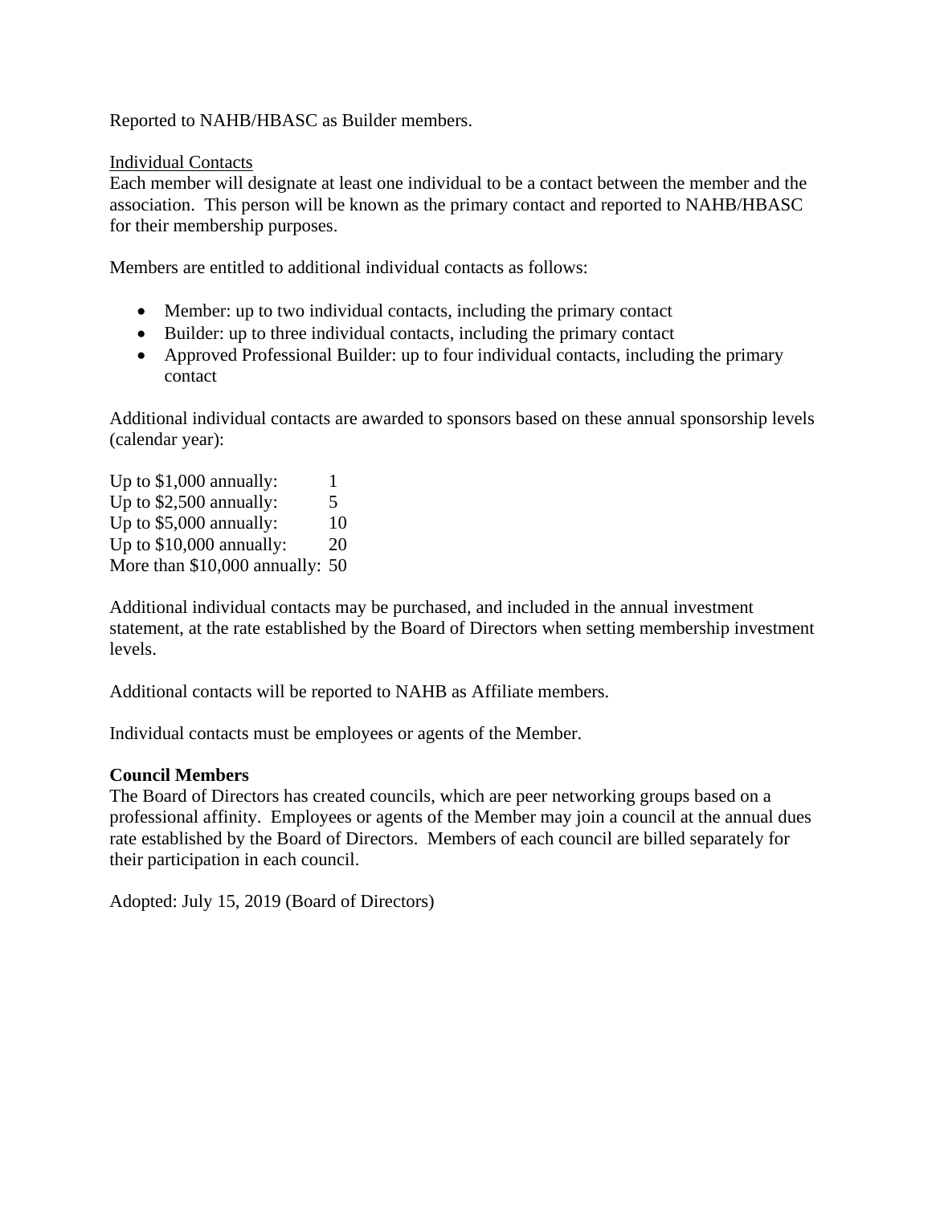Reported to NAHB/HBASC as Builder members.

Individual Contacts

Each member will designate at least one individual to be a contact between the member and the association. This person will be known as the primary contact and reported to NAHB/HBASC for their membership purposes.

Members are entitled to additional individual contacts as follows:

- Member: up to two individual contacts, including the primary contact
- Builder: up to three individual contacts, including the primary contact
- Approved Professional Builder: up to four individual contacts, including the primary contact

Additional individual contacts are awarded to sponsors based on these annual sponsorship levels (calendar year):

| | |
|---|---|
| Up to $1,000 annually: | 1 |
| Up to $2,500 annually: | 5 |
| Up to $5,000 annually: | 10 |
| Up to $10,000 annually: | 20 |
| More than $10,000 annually: | 50 |

Additional individual contacts may be purchased, and included in the annual investment statement, at the rate established by the Board of Directors when setting membership investment levels.

Additional contacts will be reported to NAHB as Affiliate members.

Individual contacts must be employees or agents of the Member.

**Council Members**

The Board of Directors has created councils, which are peer networking groups based on a professional affinity. Employees or agents of the Member may join a council at the annual dues rate established by the Board of Directors. Members of each council are billed separately for their participation in each council.

Adopted: July 15, 2019 (Board of Directors)